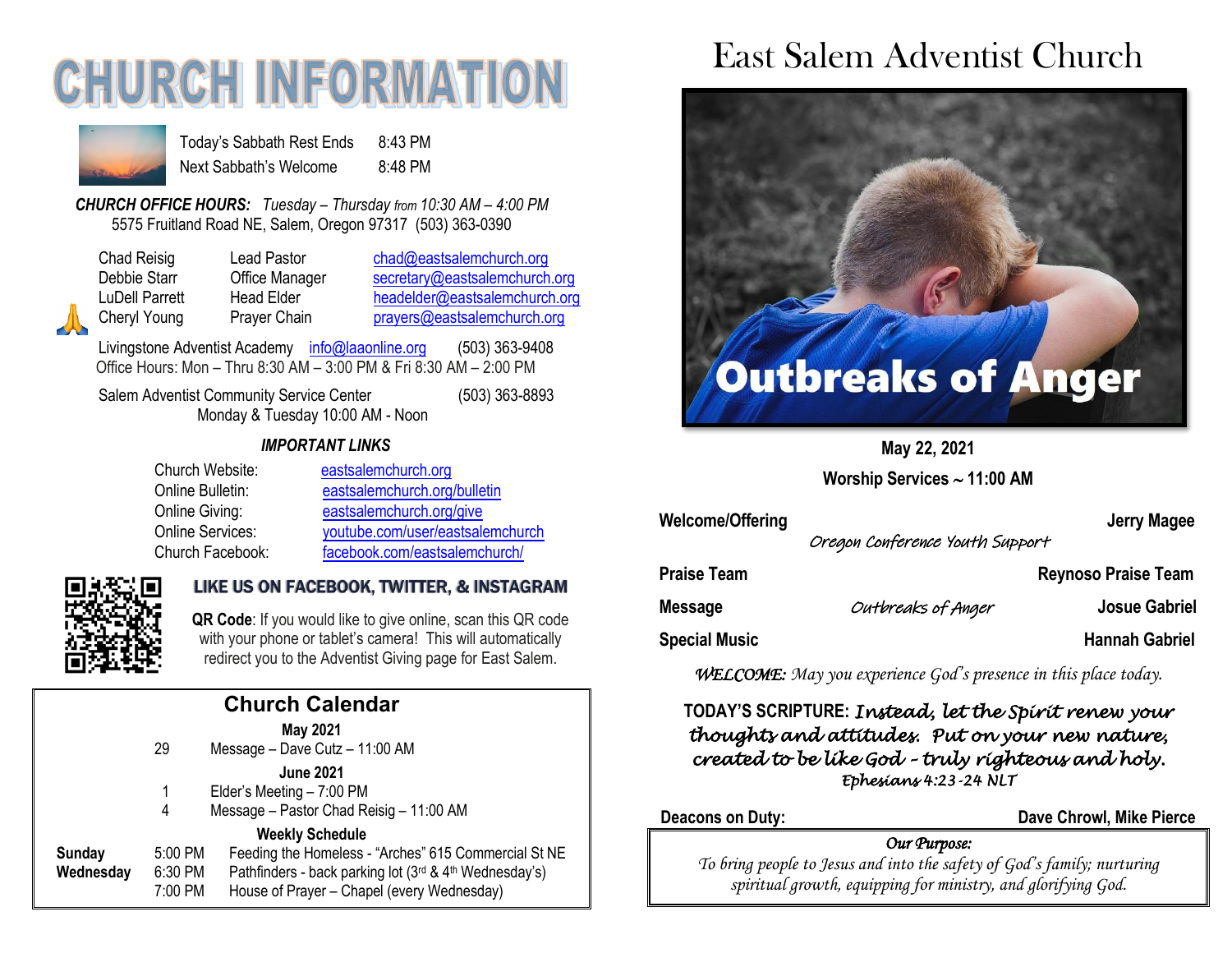# CHURCH INFORMATION

| | |
|---|---|
| Today's Sabbath Rest Ends | 8:43 PM |
| Next Sabbath's Welcome | 8:48 PM |

***CHURCH OFFICE HOURS:*** *Tuesday – Thursday from 10:30 AM – 4:00 PM*
5575 Fruitland Road NE, Salem, Oregon 97317 (503) 363-0390

| | | |
|---|---|---|
| Chad Reisig | Lead Pastor | chad@eastsalemchurch.org |
| Debbie Starr | Office Manager | secretary@eastsalemchurch.org |
| LuDell Parrett | Head Elder | headelder@eastsalemchurch.org |
| Cheryl Young | Prayer Chain | prayers@eastsalemchurch.org |

Livingstone Adventist Academy info@laaonline.org (503) 363-9408
Office Hours: Mon – Thru 8:30 AM – 3:00 PM & Fri 8:30 AM – 2:00 PM

Salem Adventist Community Service Center (503) 363-8893
Monday & Tuesday 10:00 AM - Noon

***IMPORTANT LINKS***

| | |
|---|---|
| Church Website: | eastsalemchurch.org |
| Online Bulletin: | eastsalemchurch.org/bulletin |
| Online Giving: | eastsalemchurch.org/give |
| Online Services: | youtube.com/user/eastsalemchurch |
| Church Facebook: | facebook.com/eastsalemchurch/ |

**LIKE US ON FACEBOOK, TWITTER, & INSTAGRAM**

**QR Code**: If you would like to give online, scan this QR code with your phone or tablet's camera! This will automatically redirect you to the Adventist Giving page for East Salem.

## Church Calendar

**May 2021**

29 Message – Dave Cutz – 11:00 AM

**June 2021**

1 Elder's Meeting – 7:00 PM
4 Message – Pastor Chad Reisig – 11:00 AM

**Weekly Schedule**

| | | |
|---|---|---|
| **Sunday** | 5:00 PM | Feeding the Homeless - "Arches" 615 Commercial St NE |
| **Wednesday** | 6:30 PM | Pathfinders - back parking lot (3rd & 4th Wednesday's) |
| | 7:00 PM | House of Prayer – Chapel (every Wednesday) |

# East Salem Adventist Church

**Outbreaks of Anger**

**May 22, 2021**

**Worship Services ~ 11:00 AM**

**Welcome/Offering** — **Jerry Magee**
*Oregon Conference Youth Support*

**Praise Team** — **Reynoso Praise Team**

**Message** — *Outbreaks of Anger* — **Josue Gabriel**

**Special Music** — **Hannah Gabriel**

***WELCOME:*** *May you experience God's presence in this place today.*

**TODAY'S SCRIPTURE:** *Instead, let the Spirit renew your thoughts and attitudes. Put on your new nature, created to be like God – truly righteous and holy.*
*Ephesians 4:23-24 NLT*

**Deacons on Duty:** **Dave Chrowl, Mike Pierce**

***Our Purpose:***
*To bring people to Jesus and into the safety of God's family; nurturing spiritual growth, equipping for ministry, and glorifying God.*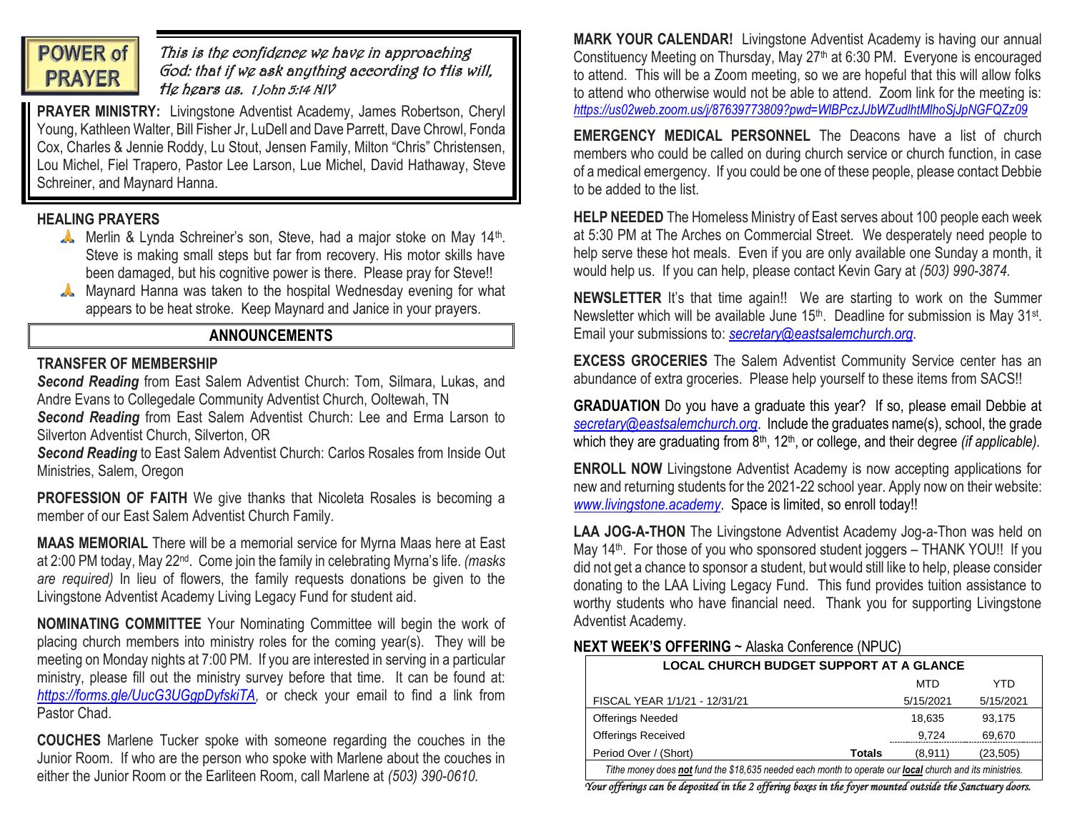**POWER of PRAYER**

*This is the confidence we have in approaching God: that if we ask anything according to His will, He hears us. 1 John 5:14 NIV*

**PRAYER MINISTRY:** Livingstone Adventist Academy, James Robertson, Cheryl Young, Kathleen Walter, Bill Fisher Jr, LuDell and Dave Parrett, Dave Chrowl, Fonda Cox, Charles & Jennie Roddy, Lu Stout, Jensen Family, Milton "Chris" Christensen, Lou Michel, Fiel Trapero, Pastor Lee Larson, Lue Michel, David Hathaway, Steve Schreiner, and Maynard Hanna.

## HEALING PRAYERS

- Merlin & Lynda Schreiner's son, Steve, had a major stoke on May 14th. Steve is making small steps but far from recovery. His motor skills have been damaged, but his cognitive power is there. Please pray for Steve!!
- Maynard Hanna was taken to the hospital Wednesday evening for what appears to be heat stroke. Keep Maynard and Janice in your prayers.

## ANNOUNCEMENTS

**TRANSFER OF MEMBERSHIP**

***Second Reading*** from East Salem Adventist Church: Tom, Silmara, Lukas, and Andre Evans to Collegedale Community Adventist Church, Ooltewah, TN

***Second Reading*** from East Salem Adventist Church: Lee and Erma Larson to Silverton Adventist Church, Silverton, OR

***Second Reading*** to East Salem Adventist Church: Carlos Rosales from Inside Out Ministries, Salem, Oregon

**PROFESSION OF FAITH** We give thanks that Nicoleta Rosales is becoming a member of our East Salem Adventist Church Family.

**MAAS MEMORIAL** There will be a memorial service for Myrna Maas here at East at 2:00 PM today, May 22nd. Come join the family in celebrating Myrna's life. *(masks are required)* In lieu of flowers, the family requests donations be given to the Livingstone Adventist Academy Living Legacy Fund for student aid.

**NOMINATING COMMITTEE** Your Nominating Committee will begin the work of placing church members into ministry roles for the coming year(s). They will be meeting on Monday nights at 7:00 PM. If you are interested in serving in a particular ministry, please fill out the ministry survey before that time. It can be found at: *https://forms.gle/UucG3UGgpDyfskiTA*, or check your email to find a link from Pastor Chad.

**COUCHES** Marlene Tucker spoke with someone regarding the couches in the Junior Room. If who are the person who spoke with Marlene about the couches in either the Junior Room or the Earliteen Room, call Marlene at *(503) 390-0610*.

**MARK YOUR CALENDAR!** Livingstone Adventist Academy is having our annual Constituency Meeting on Thursday, May 27th at 6:30 PM. Everyone is encouraged to attend. This will be a Zoom meeting, so we are hopeful that this will allow folks to attend who otherwise would not be able to attend. Zoom link for the meeting is: *https://us02web.zoom.us/j/87639773809?pwd=WlBPczJJbWZudlhtMlhoSjJpNGFQZz09*

**EMERGENCY MEDICAL PERSONNEL** The Deacons have a list of church members who could be called on during church service or church function, in case of a medical emergency. If you could be one of these people, please contact Debbie to be added to the list.

**HELP NEEDED** The Homeless Ministry of East serves about 100 people each week at 5:30 PM at The Arches on Commercial Street. We desperately need people to help serve these hot meals. Even if you are only available one Sunday a month, it would help us. If you can help, please contact Kevin Gary at *(503) 990-3874*.

**NEWSLETTER** It's that time again!! We are starting to work on the Summer Newsletter which will be available June 15th. Deadline for submission is May 31st. Email your submissions to: *secretary@eastsalemchurch.org*.

**EXCESS GROCERIES** The Salem Adventist Community Service center has an abundance of extra groceries. Please help yourself to these items from SACS!!

**GRADUATION** Do you have a graduate this year? If so, please email Debbie at *secretary@eastsalemchurch.org*. Include the graduates name(s), school, the grade which they are graduating from 8th, 12th, or college, and their degree *(if applicable)*.

**ENROLL NOW** Livingstone Adventist Academy is now accepting applications for new and returning students for the 2021-22 school year. Apply now on their website: *www.livingstone.academy*. Space is limited, so enroll today!!

**LAA JOG-A-THON** The Livingstone Adventist Academy Jog-a-Thon was held on May 14th. For those of you who sponsored student joggers – THANK YOU!! If you did not get a chance to sponsor a student, but would still like to help, please consider donating to the LAA Living Legacy Fund. This fund provides tuition assistance to worthy students who have financial need. Thank you for supporting Livingstone Adventist Academy.

**NEXT WEEK'S OFFERING** ~ Alaska Conference (NPUC)

| LOCAL CHURCH BUDGET SUPPORT AT A GLANCE | | | |
|---|---|---|---|
| | | MTD | YTD |
| FISCAL YEAR 1/1/21 - 12/31/21 | | 5/15/2021 | 5/15/2021 |
| Offerings Needed | | 18,635 | 93,175 |
| Offerings Received | | 9,724 | 69,670 |
| Period Over / (Short) | **Totals** | (8,911) | (23,505) |

*Tithe money does **not** fund the $18,635 needed each month to operate our **local** church and its ministries.*

*Your offerings can be deposited in the 2 offering boxes in the foyer mounted outside the Sanctuary doors.*